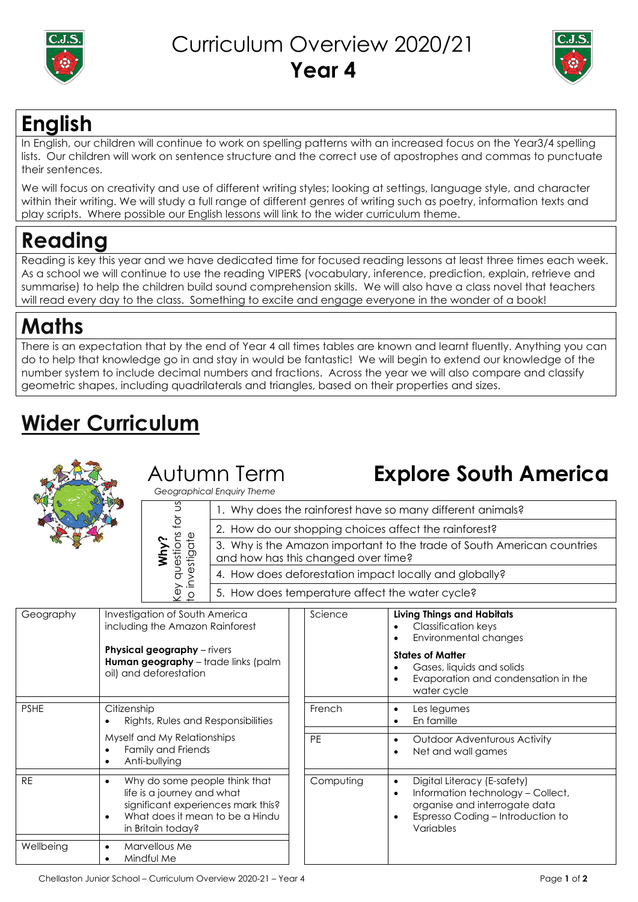# Curriculum Overview 2020/21
# Year 4

## English

In English, our children will continue to work on spelling patterns with an increased focus on the Year3/4 spelling lists. Our children will work on sentence structure and the correct use of apostrophes and commas to punctuate their sentences.

We will focus on creativity and use of different writing styles; looking at settings, language style, and character within their writing. We will study a full range of different genres of writing such as poetry, information texts and play scripts. Where possible our English lessons will link to the wider curriculum theme.

## Reading

Reading is key this year and we have dedicated time for focused reading lessons at least three times each week. As a school we will continue to use the reading VIPERS (vocabulary, inference, prediction, explain, retrieve and summarise) to help the children build sound comprehension skills. We will also have a class novel that teachers will read every day to the class. Something to excite and engage everyone in the wonder of a book!

## Maths

There is an expectation that by the end of Year 4 all times tables are known and learnt fluently. Anything you can do to help that knowledge go in and stay in would be fantastic! We will begin to extend our knowledge of the number system to include decimal numbers and fractions. Across the year we will also compare and classify geometric shapes, including quadrilaterals and triangles, based on their properties and sizes.

## Wider Curriculum

### Autumn Term — Explore South America

*Geographical Enquiry Theme*

| **Why?** Key questions for us to investigate |
|---|
| 1. Why does the rainforest have so many different animals? |
| 2. How do our shopping choices affect the rainforest? |
| 3. Why is the Amazon important to the trade of South American countries and how has this changed over time? |
| 4. How does deforestation impact locally and globally? |
| 5. How does temperature affect the water cycle? |

| Subject | Content |
|---|---|
| Geography | Investigation of South America including the Amazon Rainforest<br>**Physical geography** – rivers<br>**Human geography** – trade links (palm oil) and deforestation |
| PSHE | Citizenship<br>• Rights, Rules and Responsibilities<br>Myself and My Relationships<br>• Family and Friends<br>• Anti-bullying |
| RE | • Why do some people think that life is a journey and what significant experiences mark this?<br>• What does it mean to be a Hindu in Britain today? |
| Wellbeing | • Marvellous Me<br>• Mindful Me |
| Science | **Living Things and Habitats**<br>• Classification keys<br>• Environmental changes<br>**States of Matter**<br>• Gases, liquids and solids<br>• Evaporation and condensation in the water cycle |
| French | • Les legumes<br>• En famille |
| PE | • Outdoor Adventurous Activity<br>• Net and wall games |
| Computing | • Digital Literacy (E-safety)<br>• Information technology – Collect, organise and interrogate data<br>• Espresso Coding – Introduction to Variables |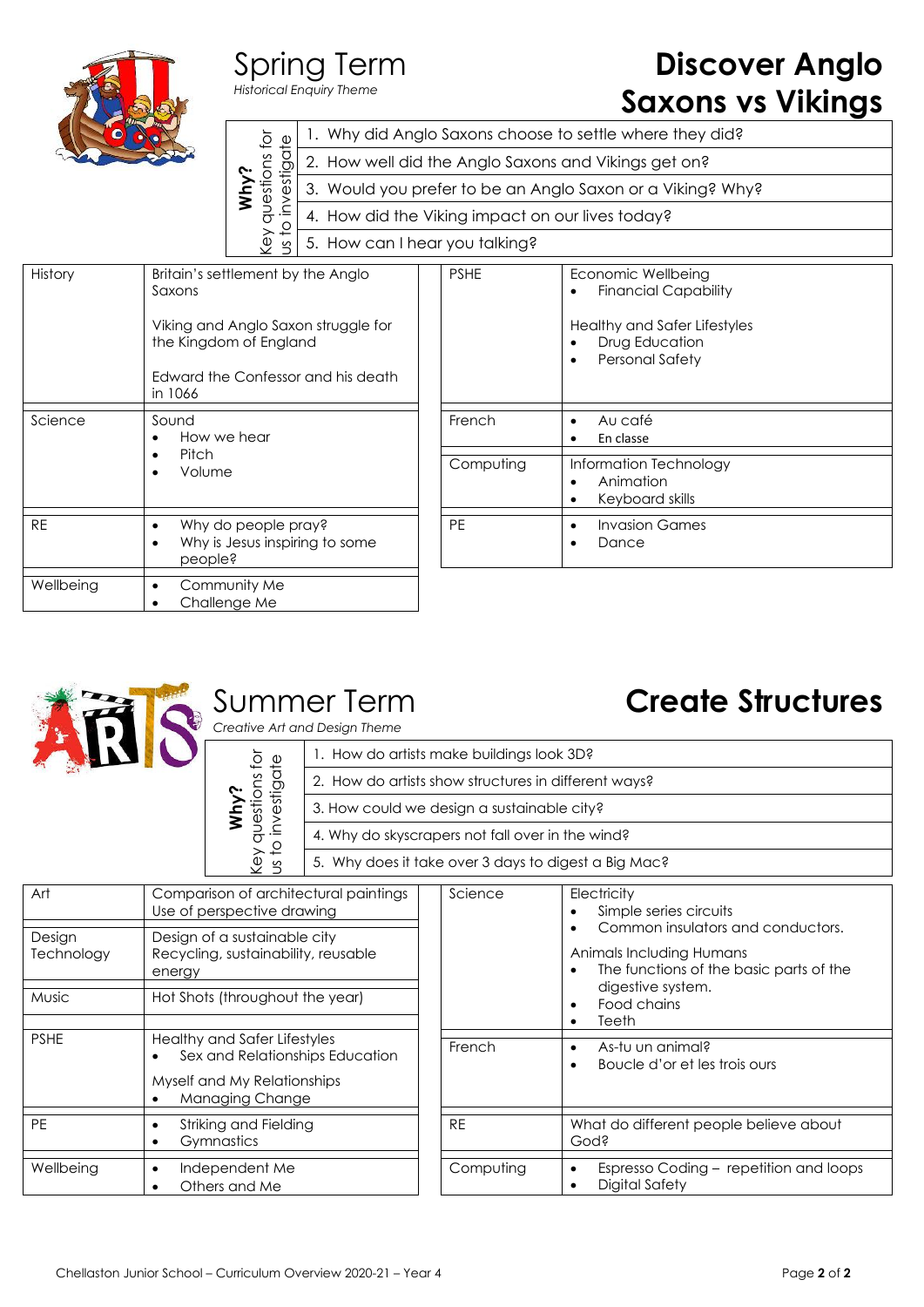# Spring Term

*Historical Enquiry Theme*

# Discover Anglo Saxons vs Vikings

**Why?** Key questions for us to investigate

1. Why did Anglo Saxons choose to settle where they did?
2. How well did the Anglo Saxons and Vikings get on?
3. Would you prefer to be an Anglo Saxon or a Viking? Why?
4. How did the Viking impact on our lives today?
5. How can I hear you talking?

| | |
|---|---|
| History | Britain's settlement by the Anglo Saxons<br><br>Viking and Anglo Saxon struggle for the Kingdom of England<br><br>Edward the Confessor and his death in 1066 |
| Science | Sound<br>• How we hear<br>• Pitch<br>• Volume |
| RE | • Why do people pray?<br>• Why is Jesus inspiring to some people? |
| Wellbeing | • Community Me<br>• Challenge Me |
| PSHE | Economic Wellbeing<br>• Financial Capability<br><br>Healthy and Safer Lifestyles<br>• Drug Education<br>• Personal Safety |
| French | • Au café<br>• En classe |
| Computing | Information Technology<br>• Animation<br>• Keyboard skills |
| PE | • Invasion Games<br>• Dance |

# Summer Term

*Creative Art and Design Theme*

# Create Structures

**Why?** Key questions for us to investigate

1. How do artists make buildings look 3D?
2. How do artists show structures in different ways?
3. How could we design a sustainable city?
4. Why do skyscrapers not fall over in the wind?
5. Why does it take over 3 days to digest a Big Mac?

| | |
|---|---|
| Art | Comparison of architectural paintings<br>Use of perspective drawing |
| Design Technology | Design of a sustainable city<br>Recycling, sustainability, reusable energy |
| Music | Hot Shots (throughout the year) |
| PSHE | Healthy and Safer Lifestyles<br>• Sex and Relationships Education<br><br>Myself and My Relationships<br>• Managing Change |
| PE | • Striking and Fielding<br>• Gymnastics |
| Wellbeing | • Independent Me<br>• Others and Me |
| Science | Electricity<br>• Simple series circuits<br>• Common insulators and conductors.<br><br>Animals Including Humans<br>• The functions of the basic parts of the digestive system.<br>• Food chains<br>• Teeth |
| French | • As-tu un animal?<br>• Boucle d'or et les trois ours |
| RE | What do different people believe about God? |
| Computing | • Espresso Coding – repetition and loops<br>• Digital Safety |

Chellaston Junior School – Curriculum Overview 2020-21 – Year 4